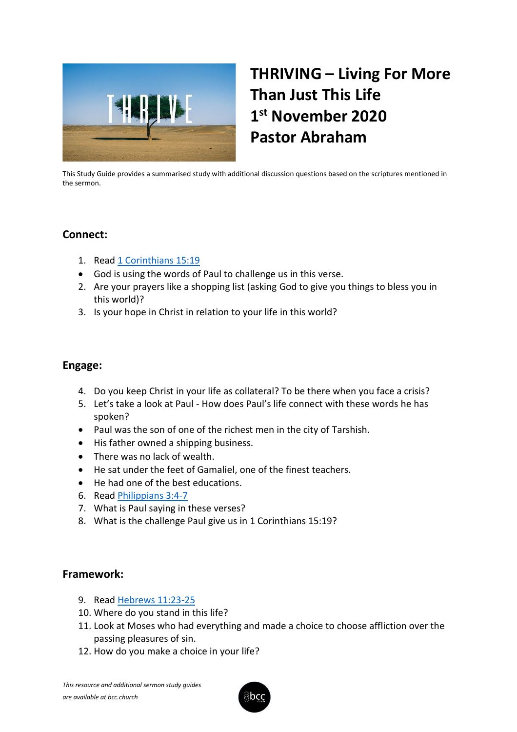# THRIVING – Living For More Than Just This Life
# 1st November 2020
# Pastor Abraham

This Study Guide provides a summarised study with additional discussion questions based on the scriptures mentioned in the sermon.

## Connect:

1. Read 1 Corinthians 15:19
- God is using the words of Paul to challenge us in this verse.
2. Are your prayers like a shopping list (asking God to give you things to bless you in this world)?
3. Is your hope in Christ in relation to your life in this world?

## Engage:

4. Do you keep Christ in your life as collateral? To be there when you face a crisis?
5. Let's take a look at Paul - How does Paul's life connect with these words he has spoken?
- Paul was the son of one of the richest men in the city of Tarshish.
- His father owned a shipping business.
- There was no lack of wealth.
- He sat under the feet of Gamaliel, one of the finest teachers.
- He had one of the best educations.
6. Read Philippians 3:4-7
7. What is Paul saying in these verses?
8. What is the challenge Paul give us in 1 Corinthians 15:19?

## Framework:

9. Read Hebrews 11:23-25
10. Where do you stand in this life?
11. Look at Moses who had everything and made a choice to choose affliction over the passing pleasures of sin.
12. How do you make a choice in your life?

*This resource and additional sermon study guides are available at bcc.church*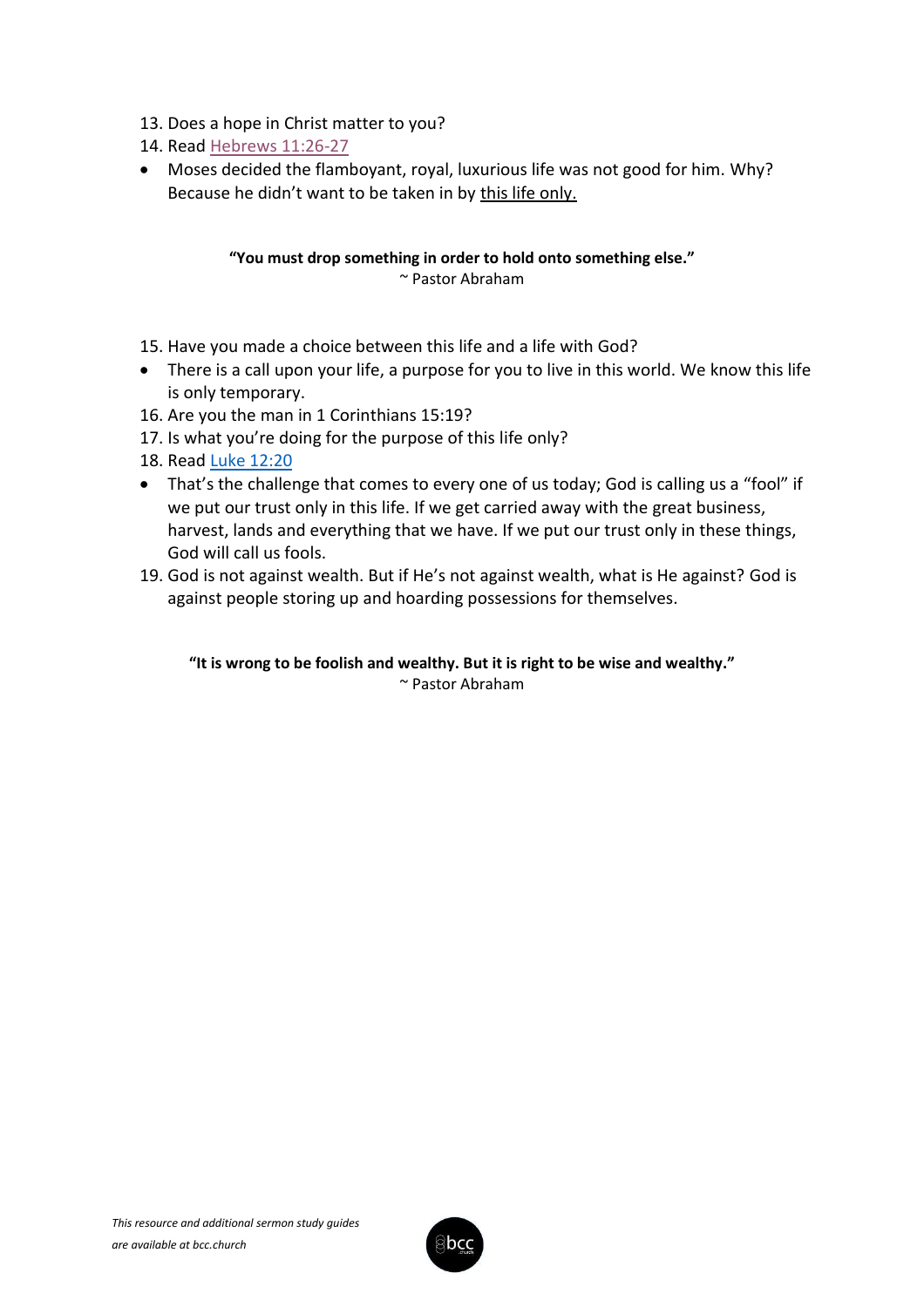13. Does a hope in Christ matter to you?
14. Read Hebrews 11:26-27

- Moses decided the flamboyant, royal, luxurious life was not good for him. Why? Because he didn't want to be taken in by this life only.

**"You must drop something in order to hold onto something else."**
~ Pastor Abraham

15. Have you made a choice between this life and a life with God?

- There is a call upon your life, a purpose for you to live in this world. We know this life is only temporary.

16. Are you the man in 1 Corinthians 15:19?
17. Is what you're doing for the purpose of this life only?
18. Read Luke 12:20

- That's the challenge that comes to every one of us today; God is calling us a "fool" if we put our trust only in this life. If we get carried away with the great business, harvest, lands and everything that we have. If we put our trust only in these things, God will call us fools.

19. God is not against wealth. But if He's not against wealth, what is He against? God is against people storing up and hoarding possessions for themselves.

**"It is wrong to be foolish and wealthy. But it is right to be wise and wealthy."**
~ Pastor Abraham

*This resource and additional sermon study guides are available at bcc.church*